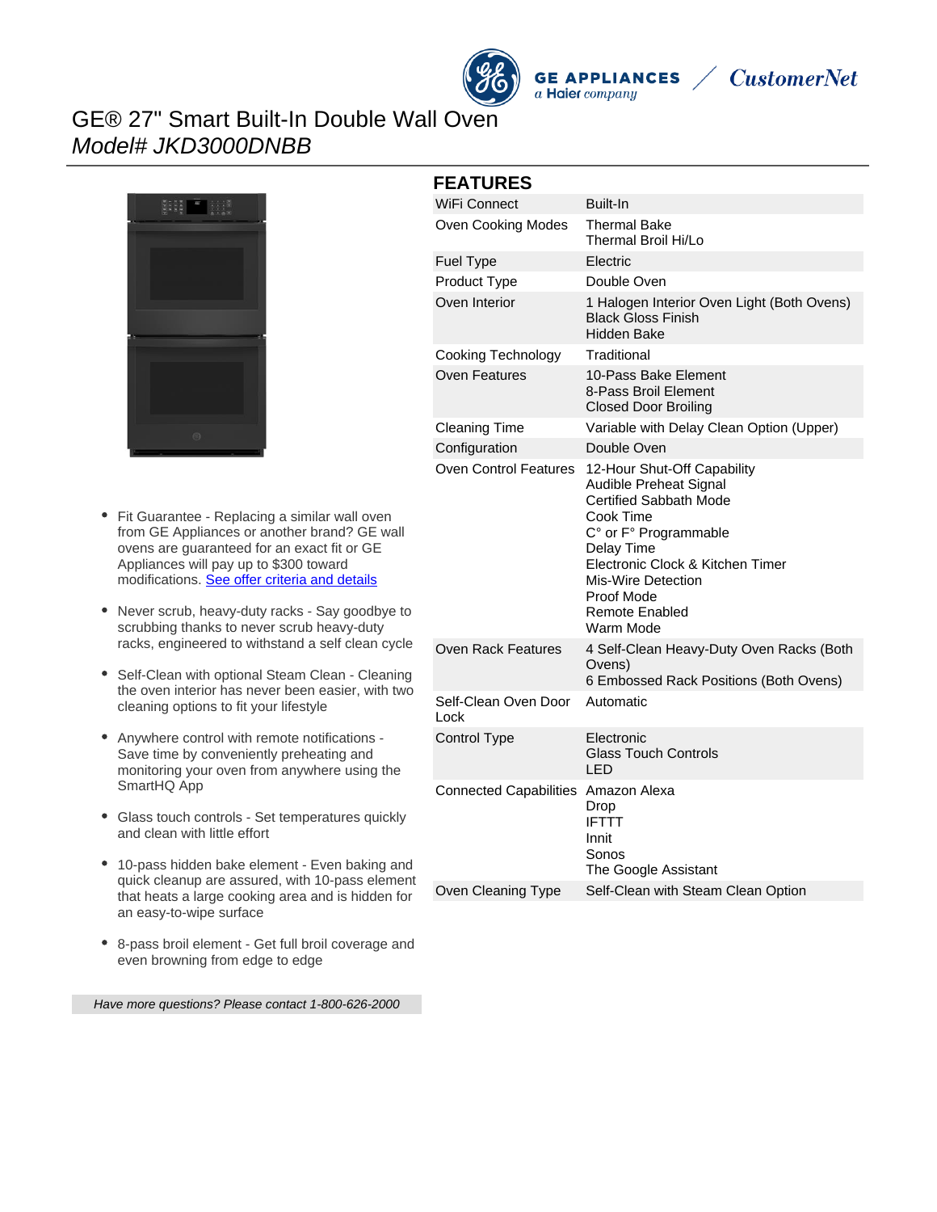# GE® 27" Smart Built-In Double Wall Oven

*Model# JKD3000DNBB*

- Fit Guarantee - Replacing a similar wall oven from GE Appliances or another brand? GE wall ovens are guaranteed for an exact fit or GE Appliances will pay up to $300 toward modifications. [See offer criteria and details]
- Never scrub, heavy-duty racks - Say goodbye to scrubbing thanks to never scrub heavy-duty racks, engineered to withstand a self clean cycle
- Self-Clean with optional Steam Clean - Cleaning the oven interior has never been easier, with two cleaning options to fit your lifestyle
- Anywhere control with remote notifications - Save time by conveniently preheating and monitoring your oven from anywhere using the SmartHQ App
- Glass touch controls - Set temperatures quickly and clean with little effort
- 10-pass hidden bake element - Even baking and quick cleanup are assured, with 10-pass element that heats a large cooking area and is hidden for an easy-to-wipe surface
- 8-pass broil element - Get full broil coverage and even browning from edge to edge

*Have more questions? Please contact 1-800-626-2000*

## FEATURES

| | |
|---|---|
| WiFi Connect | Built-In |
| Oven Cooking Modes | Thermal Bake<br>Thermal Broil Hi/Lo |
| Fuel Type | Electric |
| Product Type | Double Oven |
| Oven Interior | 1 Halogen Interior Oven Light (Both Ovens)<br>Black Gloss Finish<br>Hidden Bake |
| Cooking Technology | Traditional |
| Oven Features | 10-Pass Bake Element<br>8-Pass Broil Element<br>Closed Door Broiling |
| Cleaning Time | Variable with Delay Clean Option (Upper) |
| Configuration | Double Oven |
| Oven Control Features | 12-Hour Shut-Off Capability<br>Audible Preheat Signal<br>Certified Sabbath Mode<br>Cook Time<br>C° or F° Programmable<br>Delay Time<br>Electronic Clock & Kitchen Timer<br>Mis-Wire Detection<br>Proof Mode<br>Remote Enabled<br>Warm Mode |
| Oven Rack Features | 4 Self-Clean Heavy-Duty Oven Racks (Both Ovens)<br>6 Embossed Rack Positions (Both Ovens) |
| Self-Clean Oven Door Lock | Automatic |
| Control Type | Electronic<br>Glass Touch Controls<br>LED |
| Connected Capabilities | Amazon Alexa<br>Drop<br>IFTTT<br>Innit<br>Sonos<br>The Google Assistant |
| Oven Cleaning Type | Self-Clean with Steam Clean Option |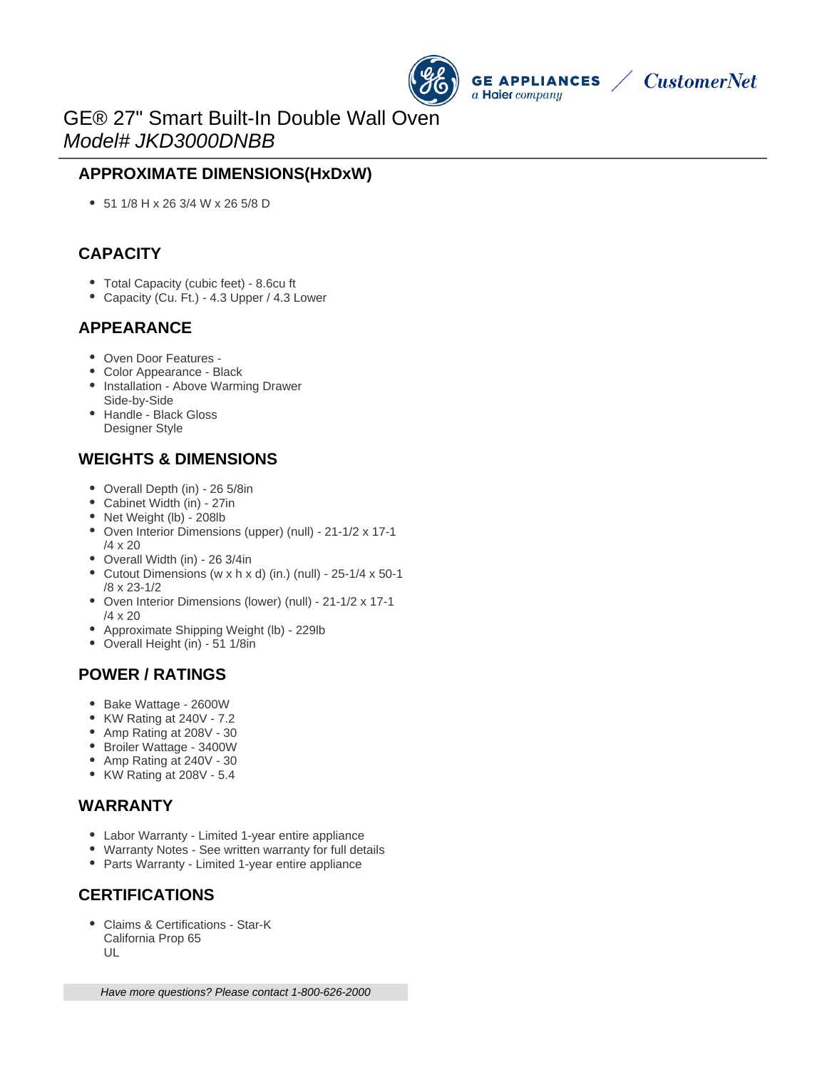# GE® 27" Smart Built-In Double Wall Oven
*Model# JKD3000DNBB*

## APPROXIMATE DIMENSIONS(HxDxW)

- 51 1/8 H x 26 3/4 W x 26 5/8 D

## CAPACITY

- Total Capacity (cubic feet) - 8.6cu ft
- Capacity (Cu. Ft.) - 4.3 Upper / 4.3 Lower

## APPEARANCE

- Oven Door Features -
- Color Appearance - Black
- Installation - Above Warming Drawer
  Side-by-Side
- Handle - Black Gloss
  Designer Style

## WEIGHTS & DIMENSIONS

- Overall Depth (in) - 26 5/8in
- Cabinet Width (in) - 27in
- Net Weight (lb) - 208lb
- Oven Interior Dimensions (upper) (null) - 21-1/2 x 17-1/4 x 20
- Overall Width (in) - 26 3/4in
- Cutout Dimensions (w x h x d) (in.) (null) - 25-1/4 x 50-1/8 x 23-1/2
- Oven Interior Dimensions (lower) (null) - 21-1/2 x 17-1/4 x 20
- Approximate Shipping Weight (lb) - 229lb
- Overall Height (in) - 51 1/8in

## POWER / RATINGS

- Bake Wattage - 2600W
- KW Rating at 240V - 7.2
- Amp Rating at 208V - 30
- Broiler Wattage - 3400W
- Amp Rating at 240V - 30
- KW Rating at 208V - 5.4

## WARRANTY

- Labor Warranty - Limited 1-year entire appliance
- Warranty Notes - See written warranty for full details
- Parts Warranty - Limited 1-year entire appliance

## CERTIFICATIONS

- Claims & Certifications - Star-K
  California Prop 65
  UL

*Have more questions? Please contact 1-800-626-2000*